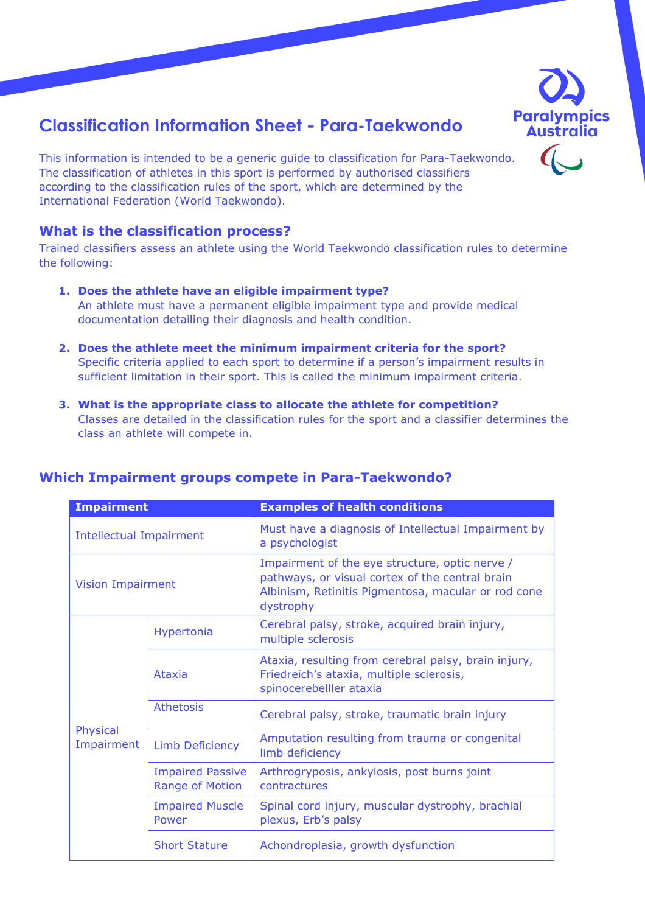# Classification Information Sheet - Para-Taekwondo

This information is intended to be a generic guide to classification for Para-Taekwondo. The classification of athletes in this sport is performed by authorised classifiers according to the classification rules of the sport, which are determined by the International Federation (World Taekwondo).

## What is the classification process?

Trained classifiers assess an athlete using the World Taekwondo classification rules to determine the following:

1. **Does the athlete have an eligible impairment type?**
   An athlete must have a permanent eligible impairment type and provide medical documentation detailing their diagnosis and health condition.

2. **Does the athlete meet the minimum impairment criteria for the sport?**
   Specific criteria applied to each sport to determine if a person's impairment results in sufficient limitation in their sport. This is called the minimum impairment criteria.

3. **What is the appropriate class to allocate the athlete for competition?**
   Classes are detailed in the classification rules for the sport and a classifier determines the class an athlete will compete in.

## Which Impairment groups compete in Para-Taekwondo?

| Impairment | | Examples of health conditions |
|---|---|---|
| Intellectual Impairment | | Must have a diagnosis of Intellectual Impairment by a psychologist |
| Vision Impairment | | Impairment of the eye structure, optic nerve / pathways, or visual cortex of the central brain Albinism, Retinitis Pigmentosa, macular or rod cone dystrophy |
| Physical Impairment | Hypertonia | Cerebral palsy, stroke, acquired brain injury, multiple sclerosis |
| | Ataxia | Ataxia, resulting from cerebral palsy, brain injury, Friedreich's ataxia, multiple sclerosis, spinocerebelller ataxia |
| | Athetosis | Cerebral palsy, stroke, traumatic brain injury |
| | Limb Deficiency | Amputation resulting from trauma or congenital limb deficiency |
| | Impaired Passive Range of Motion | Arthrogryposis, ankylosis, post burns joint contractures |
| | Impaired Muscle Power | Spinal cord injury, muscular dystrophy, brachial plexus, Erb's palsy |
| | Short Stature | Achondroplasia, growth dysfunction |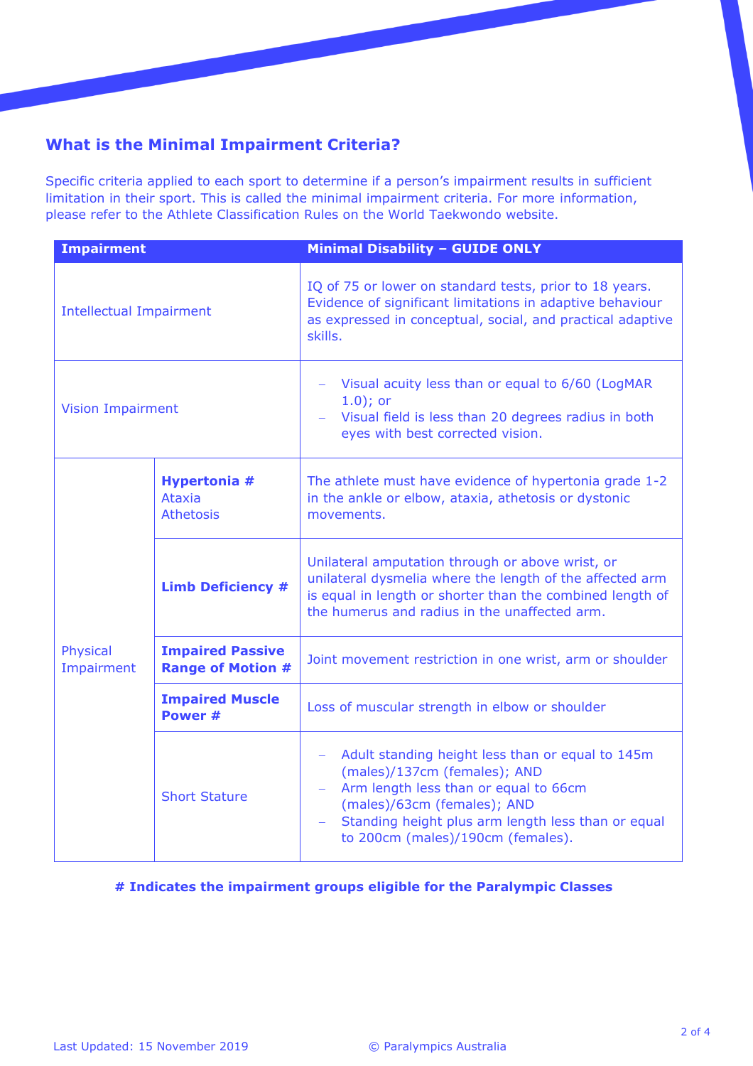## What is the Minimal Impairment Criteria?

Specific criteria applied to each sport to determine if a person's impairment results in sufficient limitation in their sport. This is called the minimal impairment criteria. For more information, please refer to the Athlete Classification Rules on the World Taekwondo website.

| Impairment | | Minimal Disability – GUIDE ONLY |
|---|---|---|
| Intellectual Impairment | | IQ of 75 or lower on standard tests, prior to 18 years. Evidence of significant limitations in adaptive behaviour as expressed in conceptual, social, and practical adaptive skills. |
| Vision Impairment | | – Visual acuity less than or equal to 6/60 (LogMAR 1.0); or<br>– Visual field is less than 20 degrees radius in both eyes with best corrected vision. |
| Physical Impairment | **Hypertonia #**<br>Ataxia<br>Athetosis | The athlete must have evidence of hypertonia grade 1-2 in the ankle or elbow, ataxia, athetosis or dystonic movements. |
| | **Limb Deficiency #** | Unilateral amputation through or above wrist, or unilateral dysmelia where the length of the affected arm is equal in length or shorter than the combined length of the humerus and radius in the unaffected arm. |
| | **Impaired Passive Range of Motion #** | Joint movement restriction in one wrist, arm or shoulder |
| | **Impaired Muscle Power #** | Loss of muscular strength in elbow or shoulder |
| | Short Stature | – Adult standing height less than or equal to 145m (males)/137cm (females); AND<br>– Arm length less than or equal to 66cm (males)/63cm (females); AND<br>– Standing height plus arm length less than or equal to 200cm (males)/190cm (females). |

**# Indicates the impairment groups eligible for the Paralympic Classes**

Last Updated: 15 November 2019 © Paralympics Australia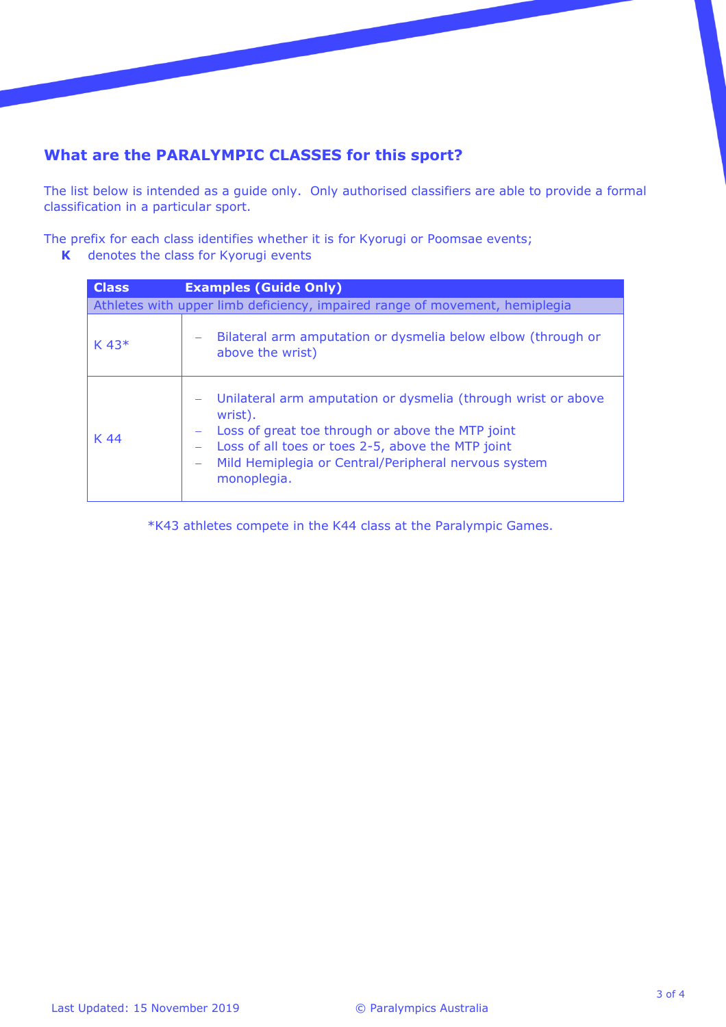## What are the PARALYMPIC CLASSES for this sport?

The list below is intended as a guide only. Only authorised classifiers are able to provide a formal classification in a particular sport.

The prefix for each class identifies whether it is for Kyorugi or Poomsae events;

**K** denotes the class for Kyorugi events

| Class | Examples (Guide Only) |
|---|---|
| Athletes with upper limb deficiency, impaired range of movement, hemiplegia | |
| K 43* | – Bilateral arm amputation or dysmelia below elbow (through or above the wrist) |
| K 44 | – Unilateral arm amputation or dysmelia (through wrist or above wrist).<br>– Loss of great toe through or above the MTP joint<br>– Loss of all toes or toes 2-5, above the MTP joint<br>– Mild Hemiplegia or Central/Peripheral nervous system monoplegia. |

*K43 athletes compete in the K44 class at the Paralympic Games.

Last Updated: 15 November 2019 © Paralympics Australia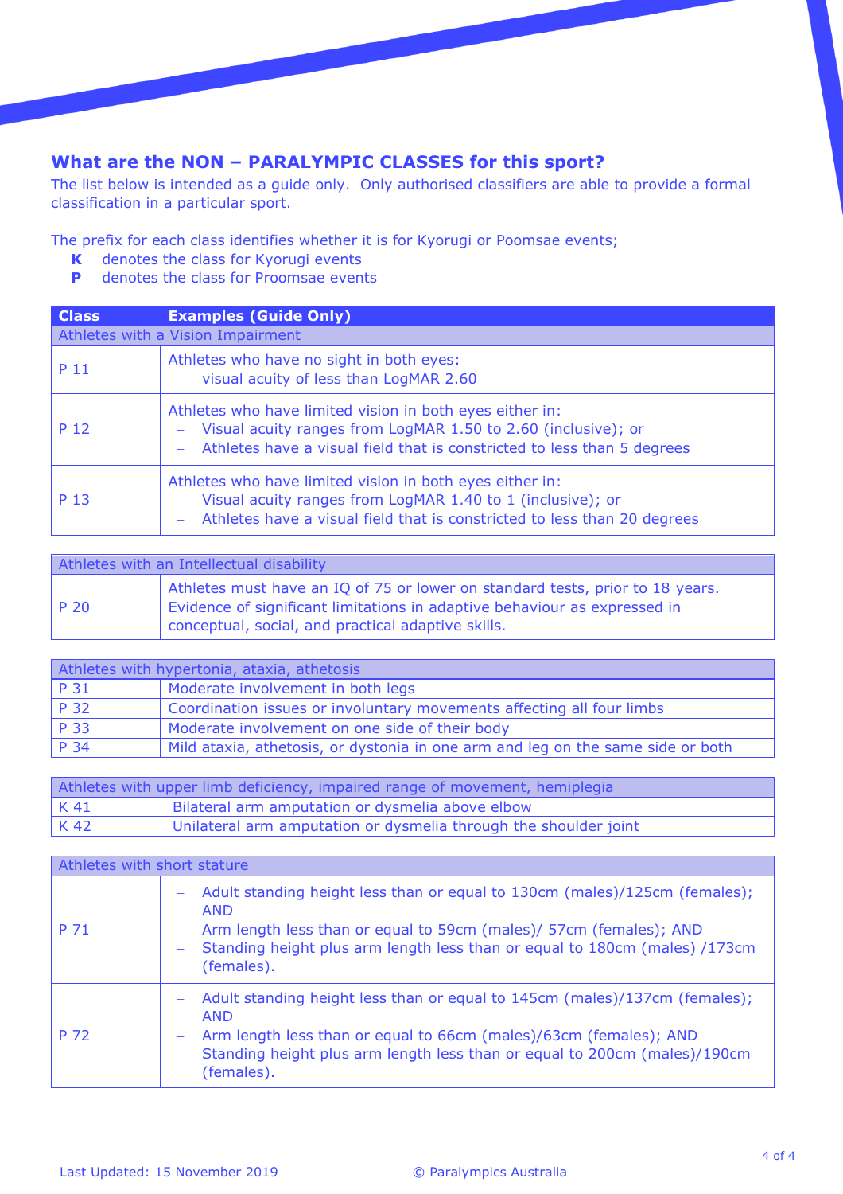## What are the NON – PARALYMPIC CLASSES for this sport?

The list below is intended as a guide only. Only authorised classifiers are able to provide a formal classification in a particular sport.

The prefix for each class identifies whether it is for Kyorugi or Poomsae events;

- **K** denotes the class for Kyorugi events
- **P** denotes the class for Proomsae events

| Class | Examples (Guide Only) |
|---|---|
| Athletes with a Vision Impairment | |
| P 11 | Athletes who have no sight in both eyes:<br>– visual acuity of less than LogMAR 2.60 |
| P 12 | Athletes who have limited vision in both eyes either in:<br>– Visual acuity ranges from LogMAR 1.50 to 2.60 (inclusive); or<br>– Athletes have a visual field that is constricted to less than 5 degrees |
| P 13 | Athletes who have limited vision in both eyes either in:<br>– Visual acuity ranges from LogMAR 1.40 to 1 (inclusive); or<br>– Athletes have a visual field that is constricted to less than 20 degrees |
| Athletes with an Intellectual disability | |
| P 20 | Athletes must have an IQ of 75 or lower on standard tests, prior to 18 years. Evidence of significant limitations in adaptive behaviour as expressed in conceptual, social, and practical adaptive skills. |
| Athletes with hypertonia, ataxia, athetosis | |
| P 31 | Moderate involvement in both legs |
| P 32 | Coordination issues or involuntary movements affecting all four limbs |
| P 33 | Moderate involvement on one side of their body |
| P 34 | Mild ataxia, athetosis, or dystonia in one arm and leg on the same side or both |
| Athletes with upper limb deficiency, impaired range of movement, hemiplegia | |
| K 41 | Bilateral arm amputation or dysmelia above elbow |
| K 42 | Unilateral arm amputation or dysmelia through the shoulder joint |
| Athletes with short stature | |
| P 71 | – Adult standing height less than or equal to 130cm (males)/125cm (females); AND<br>– Arm length less than or equal to 59cm (males)/ 57cm (females); AND<br>– Standing height plus arm length less than or equal to 180cm (males) /173cm (females). |
| P 72 | – Adult standing height less than or equal to 145cm (males)/137cm (females); AND<br>– Arm length less than or equal to 66cm (males)/63cm (females); AND<br>– Standing height plus arm length less than or equal to 200cm (males)/190cm (females). |

Last Updated: 15 November 2019 © Paralympics Australia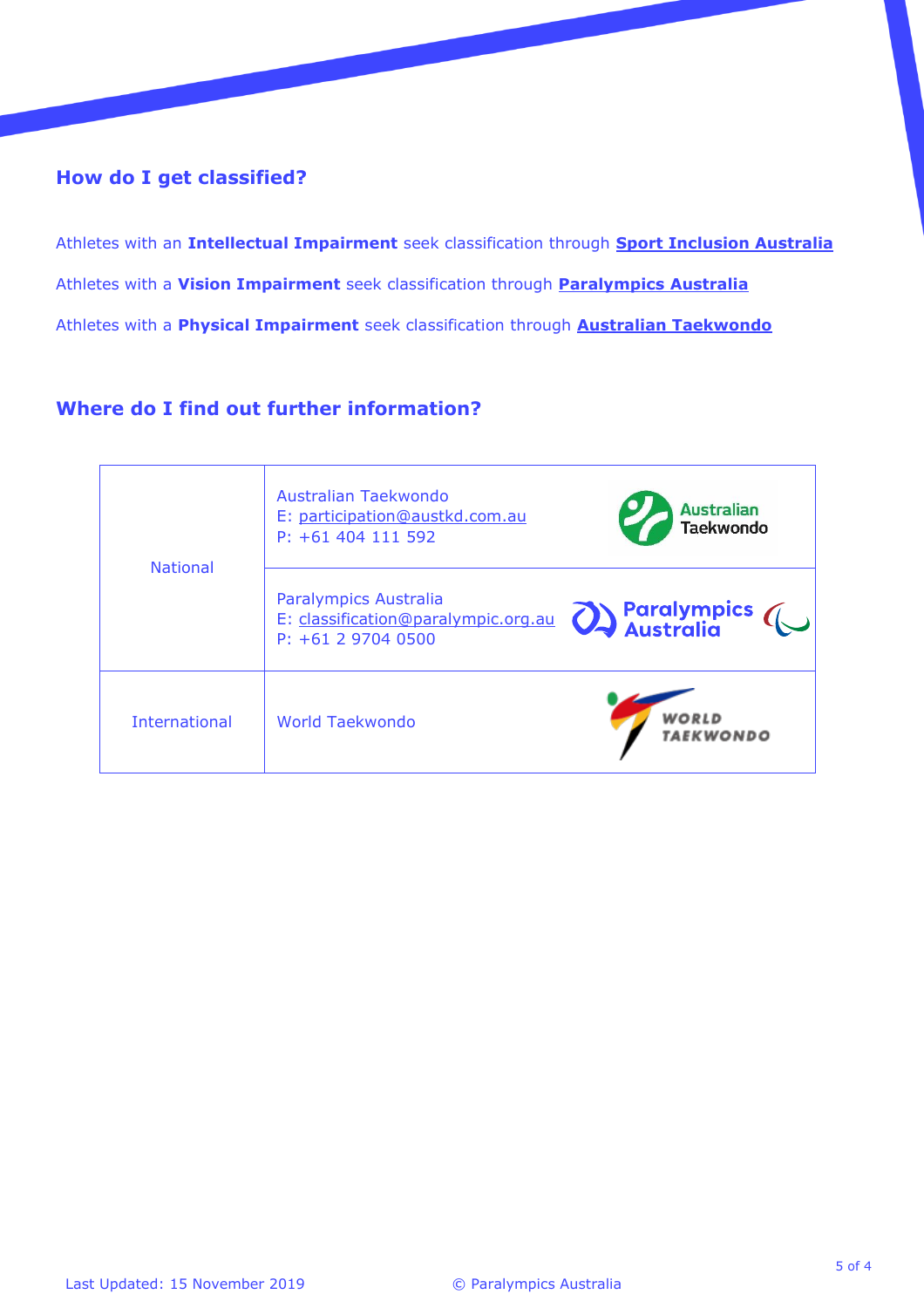## How do I get classified?

Athletes with an **Intellectual Impairment** seek classification through **Sport Inclusion Australia**

Athletes with a **Vision Impairment** seek classification through **Paralympics Australia**

Athletes with a **Physical Impairment** seek classification through **Australian Taekwondo**

## Where do I find out further information?

| | |
|---|---|
| National | Australian Taekwondo<br>E: participation@austkd.com.au<br>P: +61 404 111 592 |
| | Paralympics Australia<br>E: classification@paralympic.org.au<br>P: +61 2 9704 0500 |
| International | World Taekwondo |

Last Updated: 15 November 2019

© Paralympics Australia